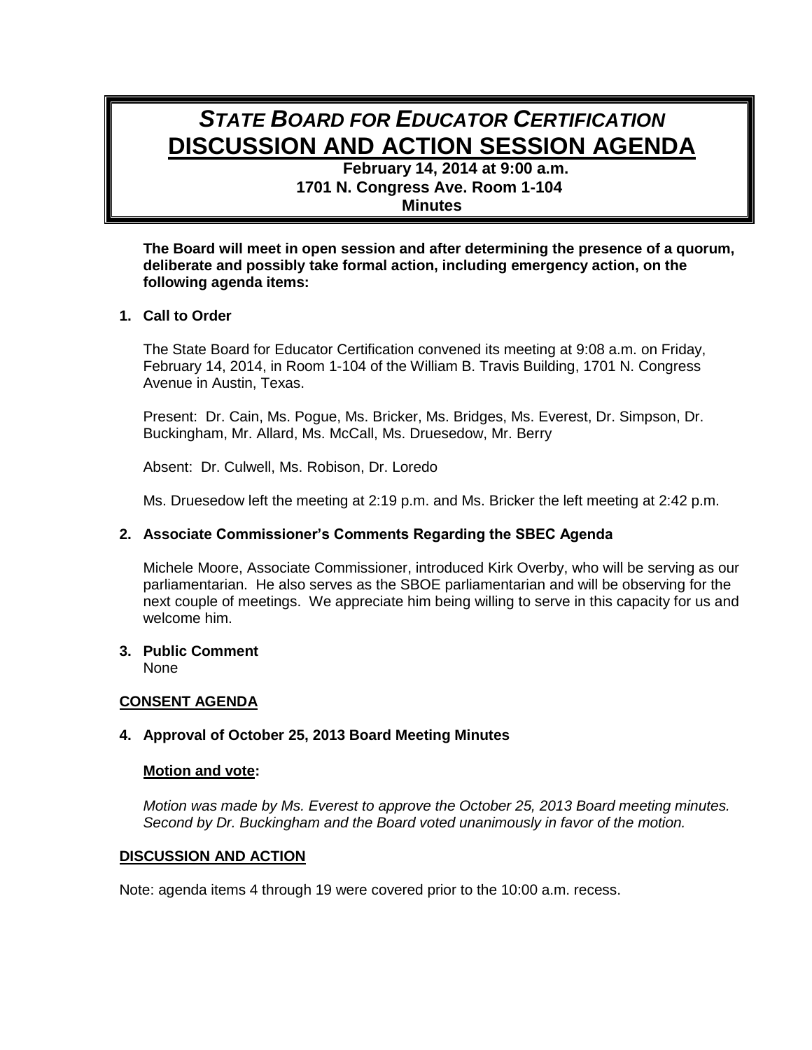# *STATE BOARD FOR EDUCATOR CERTIFICATION*
# DISCUSSION AND ACTION SESSION AGENDA

**February 14, 2014 at 9:00 a.m.**
**1701 N. Congress Ave. Room 1-104**
**Minutes**

**The Board will meet in open session and after determining the presence of a quorum, deliberate and possibly take formal action, including emergency action, on the following agenda items:**

**1. Call to Order**

The State Board for Educator Certification convened its meeting at 9:08 a.m. on Friday, February 14, 2014, in Room 1-104 of the William B. Travis Building, 1701 N. Congress Avenue in Austin, Texas.

Present: Dr. Cain, Ms. Pogue, Ms. Bricker, Ms. Bridges, Ms. Everest, Dr. Simpson, Dr. Buckingham, Mr. Allard, Ms. McCall, Ms. Druesedow, Mr. Berry

Absent: Dr. Culwell, Ms. Robison, Dr. Loredo

Ms. Druesedow left the meeting at 2:19 p.m. and Ms. Bricker the left meeting at 2:42 p.m.

**2. Associate Commissioner's Comments Regarding the SBEC Agenda**

Michele Moore, Associate Commissioner, introduced Kirk Overby, who will be serving as our parliamentarian. He also serves as the SBOE parliamentarian and will be observing for the next couple of meetings. We appreciate him being willing to serve in this capacity for us and welcome him.

**3. Public Comment**
None

**CONSENT AGENDA**

**4. Approval of October 25, 2013 Board Meeting Minutes**

**Motion and vote:**

*Motion was made by Ms. Everest to approve the October 25, 2013 Board meeting minutes. Second by Dr. Buckingham and the Board voted unanimously in favor of the motion.*

**DISCUSSION AND ACTION**

Note: agenda items 4 through 19 were covered prior to the 10:00 a.m. recess.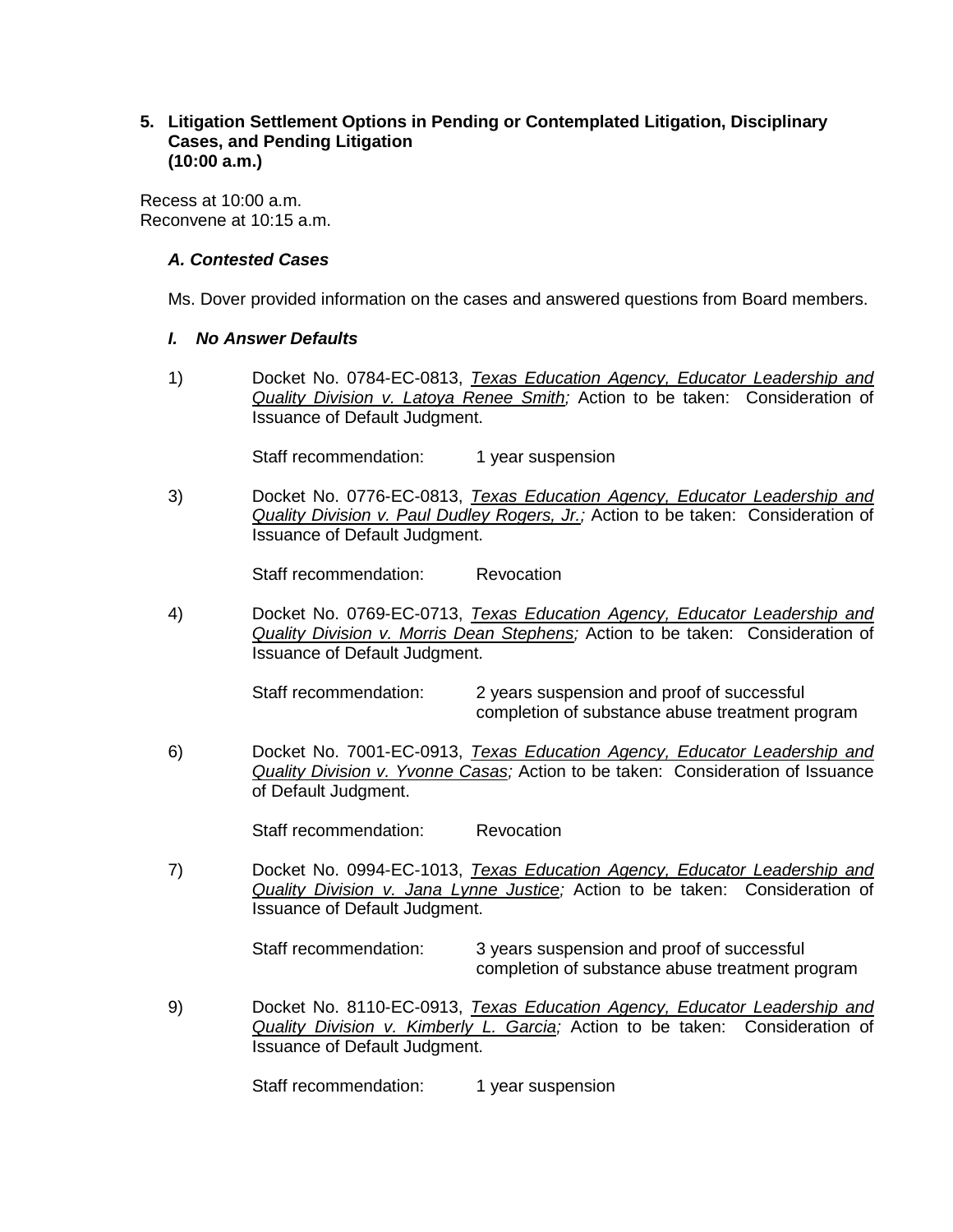**5. Litigation Settlement Options in Pending or Contemplated Litigation, Disciplinary Cases, and Pending Litigation (10:00 a.m.)**

Recess at 10:00 a.m.
Reconvene at 10:15 a.m.

***A. Contested Cases***

Ms. Dover provided information on the cases and answered questions from Board members.

***I. No Answer Defaults***

1) Docket No. 0784-EC-0813, *Texas Education Agency, Educator Leadership and Quality Division v. Latoya Renee Smith;* Action to be taken: Consideration of Issuance of Default Judgment.

   Staff recommendation: 1 year suspension

3) Docket No. 0776-EC-0813, *Texas Education Agency, Educator Leadership and Quality Division v. Paul Dudley Rogers, Jr.;* Action to be taken: Consideration of Issuance of Default Judgment.

   Staff recommendation: Revocation

4) Docket No. 0769-EC-0713, *Texas Education Agency, Educator Leadership and Quality Division v. Morris Dean Stephens;* Action to be taken: Consideration of Issuance of Default Judgment.

   Staff recommendation: 2 years suspension and proof of successful completion of substance abuse treatment program

6) Docket No. 7001-EC-0913, *Texas Education Agency, Educator Leadership and Quality Division v. Yvonne Casas;* Action to be taken: Consideration of Issuance of Default Judgment.

   Staff recommendation: Revocation

7) Docket No. 0994-EC-1013, *Texas Education Agency, Educator Leadership and Quality Division v. Jana Lynne Justice;* Action to be taken: Consideration of Issuance of Default Judgment.

   Staff recommendation: 3 years suspension and proof of successful completion of substance abuse treatment program

9) Docket No. 8110-EC-0913, *Texas Education Agency, Educator Leadership and Quality Division v. Kimberly L. Garcia;* Action to be taken: Consideration of Issuance of Default Judgment.

   Staff recommendation: 1 year suspension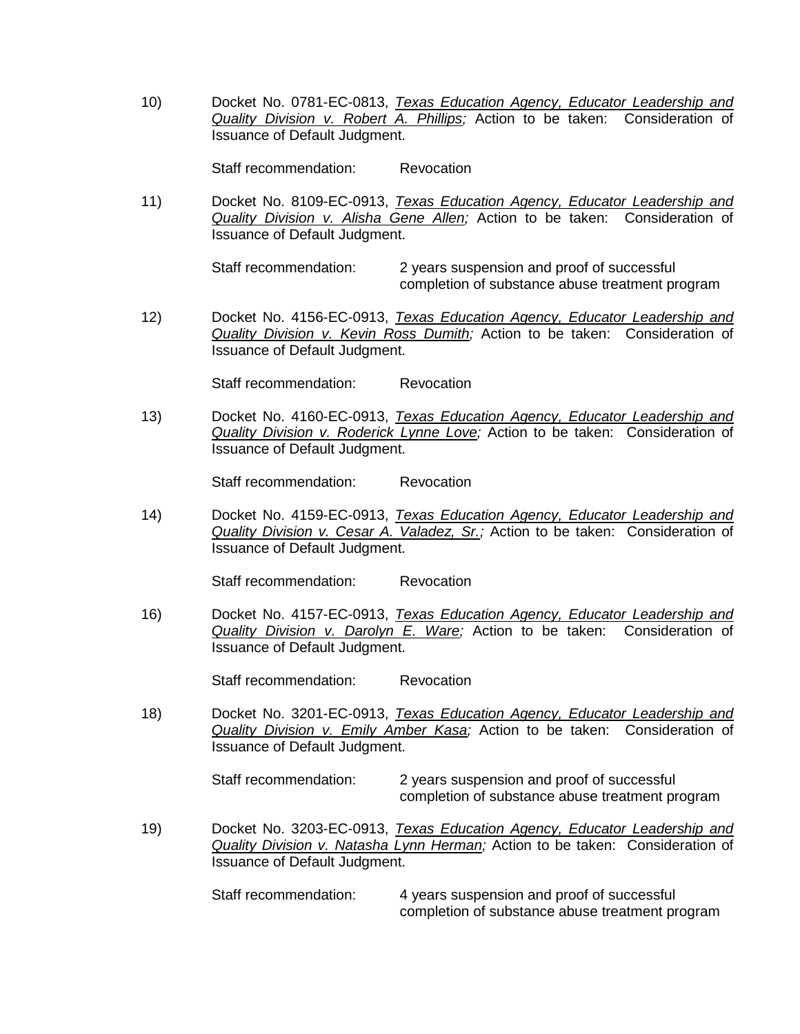10) Docket No. 0781-EC-0813, *Texas Education Agency, Educator Leadership and Quality Division v. Robert A. Phillips;* Action to be taken: Consideration of Issuance of Default Judgment.

    Staff recommendation: Revocation

11) Docket No. 8109-EC-0913, *Texas Education Agency, Educator Leadership and Quality Division v. Alisha Gene Allen;* Action to be taken: Consideration of Issuance of Default Judgment.

    Staff recommendation: 2 years suspension and proof of successful completion of substance abuse treatment program

12) Docket No. 4156-EC-0913, *Texas Education Agency, Educator Leadership and Quality Division v. Kevin Ross Dumith;* Action to be taken: Consideration of Issuance of Default Judgment.

    Staff recommendation: Revocation

13) Docket No. 4160-EC-0913, *Texas Education Agency, Educator Leadership and Quality Division v. Roderick Lynne Love;* Action to be taken: Consideration of Issuance of Default Judgment.

    Staff recommendation: Revocation

14) Docket No. 4159-EC-0913, *Texas Education Agency, Educator Leadership and Quality Division v. Cesar A. Valadez, Sr.;* Action to be taken: Consideration of Issuance of Default Judgment.

    Staff recommendation: Revocation

16) Docket No. 4157-EC-0913, *Texas Education Agency, Educator Leadership and Quality Division v. Darolyn E. Ware;* Action to be taken: Consideration of Issuance of Default Judgment.

    Staff recommendation: Revocation

18) Docket No. 3201-EC-0913, *Texas Education Agency, Educator Leadership and Quality Division v. Emily Amber Kasa;* Action to be taken: Consideration of Issuance of Default Judgment.

    Staff recommendation: 2 years suspension and proof of successful completion of substance abuse treatment program

19) Docket No. 3203-EC-0913, *Texas Education Agency, Educator Leadership and Quality Division v. Natasha Lynn Herman;* Action to be taken: Consideration of Issuance of Default Judgment.

    Staff recommendation: 4 years suspension and proof of successful completion of substance abuse treatment program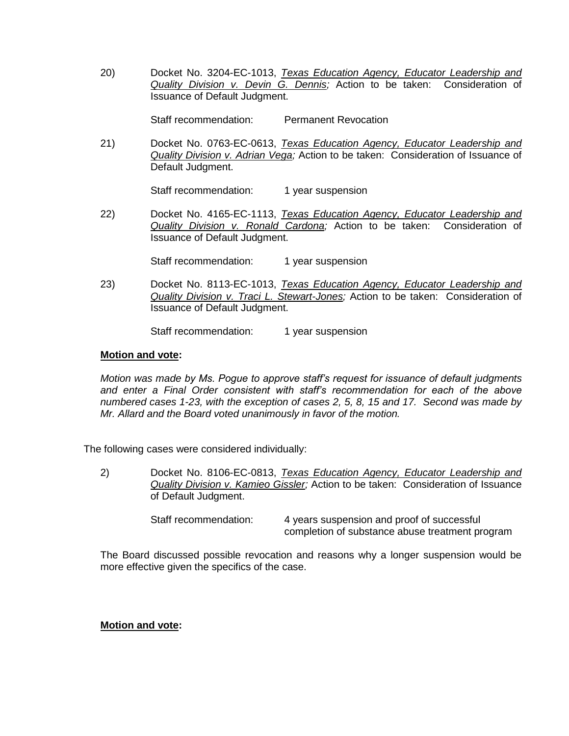20) Docket No. 3204-EC-1013, *Texas Education Agency, Educator Leadership and Quality Division v. Devin G. Dennis;* Action to be taken: Consideration of Issuance of Default Judgment.

Staff recommendation: Permanent Revocation

21) Docket No. 0763-EC-0613, *Texas Education Agency, Educator Leadership and Quality Division v. Adrian Vega;* Action to be taken: Consideration of Issuance of Default Judgment.

Staff recommendation: 1 year suspension

22) Docket No. 4165-EC-1113, *Texas Education Agency, Educator Leadership and Quality Division v. Ronald Cardona;* Action to be taken: Consideration of Issuance of Default Judgment.

Staff recommendation: 1 year suspension

23) Docket No. 8113-EC-1013, *Texas Education Agency, Educator Leadership and Quality Division v. Traci L. Stewart-Jones;* Action to be taken: Consideration of Issuance of Default Judgment.

Staff recommendation: 1 year suspension

**Motion and vote:**

*Motion was made by Ms. Pogue to approve staff's request for issuance of default judgments and enter a Final Order consistent with staff's recommendation for each of the above numbered cases 1-23, with the exception of cases 2, 5, 8, 15 and 17. Second was made by Mr. Allard and the Board voted unanimously in favor of the motion.*

The following cases were considered individually:

2) Docket No. 8106-EC-0813, *Texas Education Agency, Educator Leadership and Quality Division v. Kamieo Gissler;* Action to be taken: Consideration of Issuance of Default Judgment.

Staff recommendation: 4 years suspension and proof of successful completion of substance abuse treatment program

The Board discussed possible revocation and reasons why a longer suspension would be more effective given the specifics of the case.

**Motion and vote:**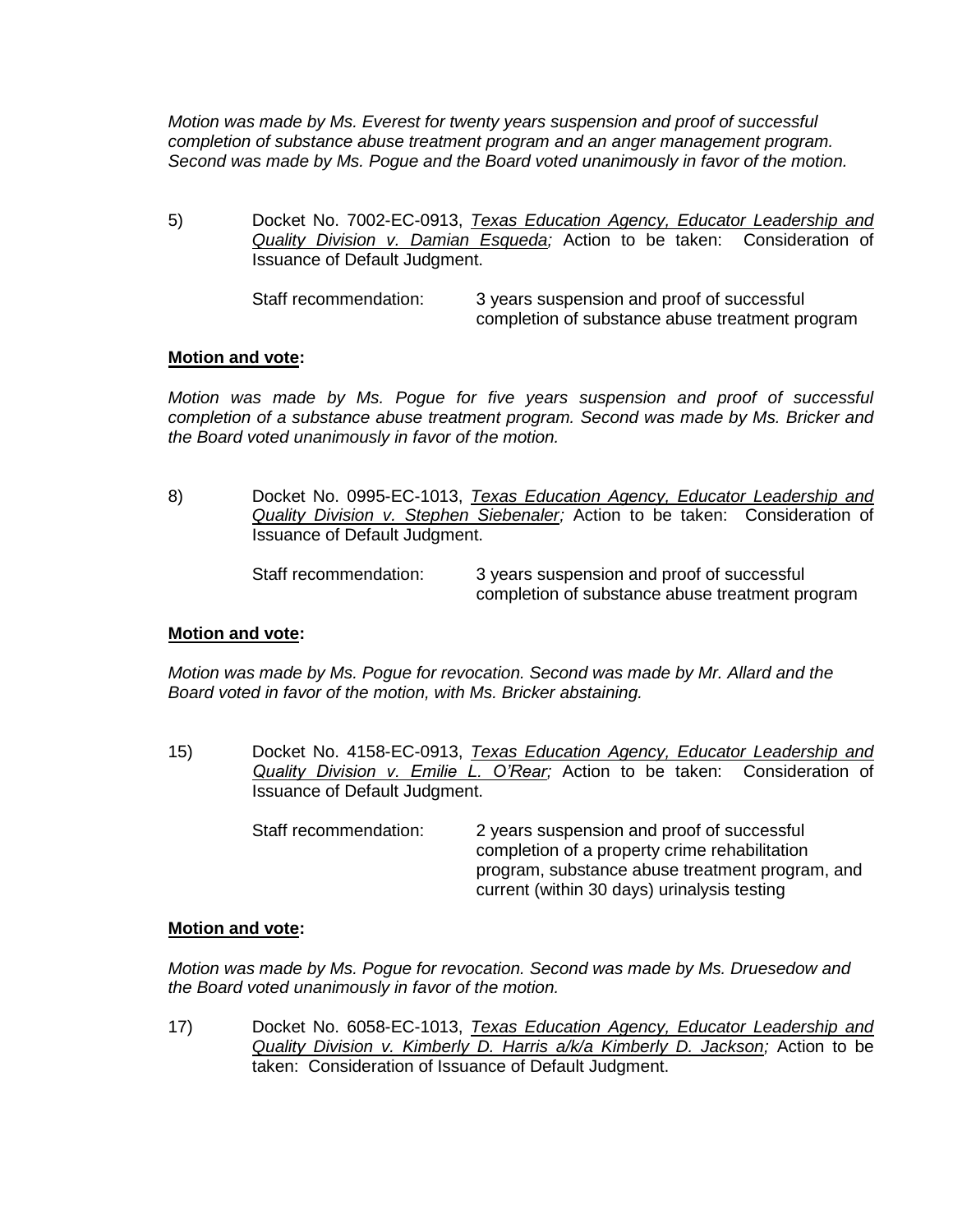*Motion was made by Ms. Everest for twenty years suspension and proof of successful completion of substance abuse treatment program and an anger management program. Second was made by Ms. Pogue and the Board voted unanimously in favor of the motion.*

5) Docket No. 7002-EC-0913, *Texas Education Agency, Educator Leadership and Quality Division v. Damian Esqueda;* Action to be taken: Consideration of Issuance of Default Judgment.

Staff recommendation: 3 years suspension and proof of successful completion of substance abuse treatment program

**Motion and vote:**

*Motion was made by Ms. Pogue for five years suspension and proof of successful completion of a substance abuse treatment program. Second was made by Ms. Bricker and the Board voted unanimously in favor of the motion.*

8) Docket No. 0995-EC-1013, *Texas Education Agency, Educator Leadership and Quality Division v. Stephen Siebenaler;* Action to be taken: Consideration of Issuance of Default Judgment.

Staff recommendation: 3 years suspension and proof of successful completion of substance abuse treatment program

**Motion and vote:**

*Motion was made by Ms. Pogue for revocation. Second was made by Mr. Allard and the Board voted in favor of the motion, with Ms. Bricker abstaining.*

15) Docket No. 4158-EC-0913, *Texas Education Agency, Educator Leadership and Quality Division v. Emilie L. O'Rear;* Action to be taken: Consideration of Issuance of Default Judgment.

Staff recommendation: 2 years suspension and proof of successful completion of a property crime rehabilitation program, substance abuse treatment program, and current (within 30 days) urinalysis testing

**Motion and vote:**

*Motion was made by Ms. Pogue for revocation. Second was made by Ms. Druesedow and the Board voted unanimously in favor of the motion.*

17) Docket No. 6058-EC-1013, *Texas Education Agency, Educator Leadership and Quality Division v. Kimberly D. Harris a/k/a Kimberly D. Jackson;* Action to be taken: Consideration of Issuance of Default Judgment.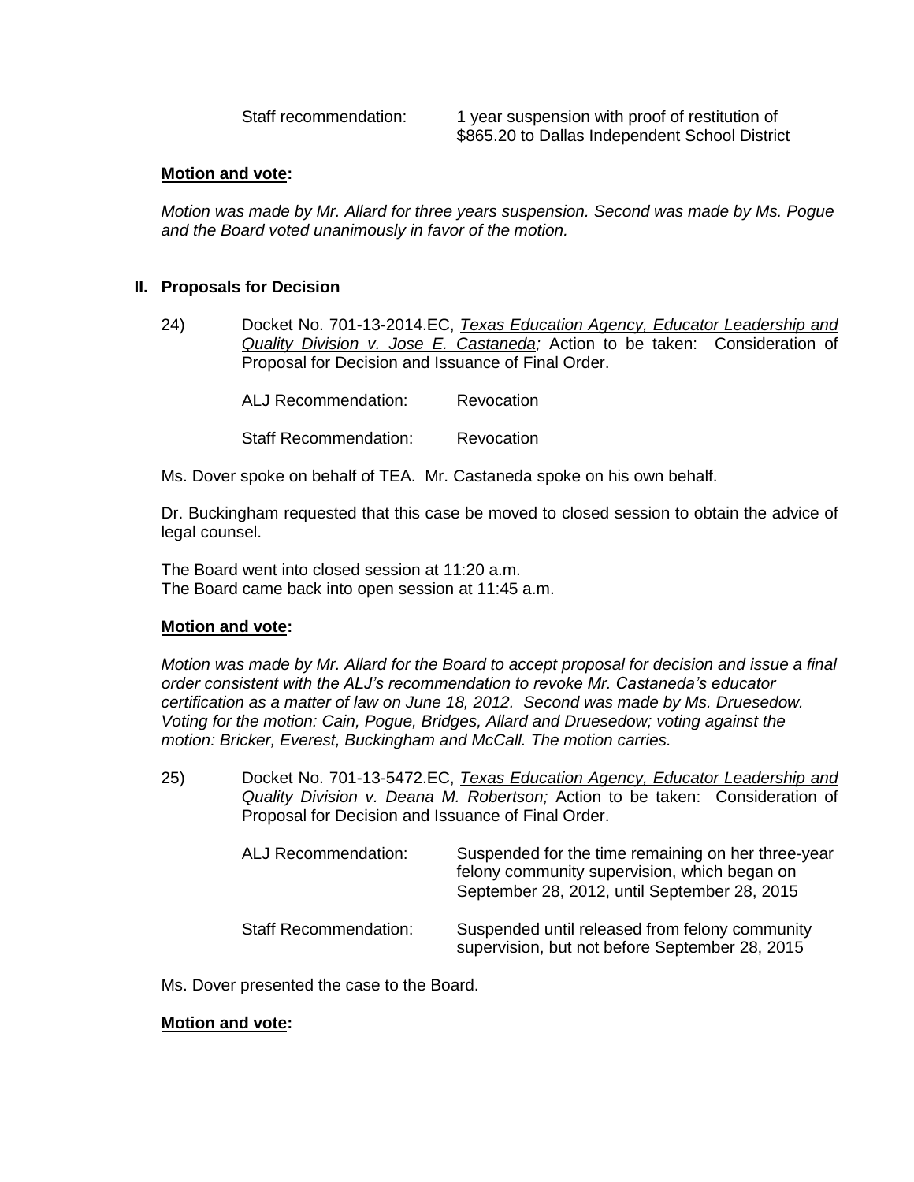Staff recommendation: 1 year suspension with proof of restitution of $865.20 to Dallas Independent School District

**Motion and vote:**

*Motion was made by Mr. Allard for three years suspension. Second was made by Ms. Pogue and the Board voted unanimously in favor of the motion.*

## II. Proposals for Decision

24) Docket No. 701-13-2014.EC, *Texas Education Agency, Educator Leadership and Quality Division v. Jose E. Castaneda;* Action to be taken: Consideration of Proposal for Decision and Issuance of Final Order.

ALJ Recommendation: Revocation

Staff Recommendation: Revocation

Ms. Dover spoke on behalf of TEA. Mr. Castaneda spoke on his own behalf.

Dr. Buckingham requested that this case be moved to closed session to obtain the advice of legal counsel.

The Board went into closed session at 11:20 a.m.
The Board came back into open session at 11:45 a.m.

**Motion and vote:**

*Motion was made by Mr. Allard for the Board to accept proposal for decision and issue a final order consistent with the ALJ's recommendation to revoke Mr. Castaneda's educator certification as a matter of law on June 18, 2012. Second was made by Ms. Druesedow. Voting for the motion: Cain, Pogue, Bridges, Allard and Druesedow; voting against the motion: Bricker, Everest, Buckingham and McCall. The motion carries.*

25) Docket No. 701-13-5472.EC, *Texas Education Agency, Educator Leadership and Quality Division v. Deana M. Robertson;* Action to be taken: Consideration of Proposal for Decision and Issuance of Final Order.

ALJ Recommendation: Suspended for the time remaining on her three-year felony community supervision, which began on September 28, 2012, until September 28, 2015

Staff Recommendation: Suspended until released from felony community supervision, but not before September 28, 2015

Ms. Dover presented the case to the Board.

**Motion and vote:**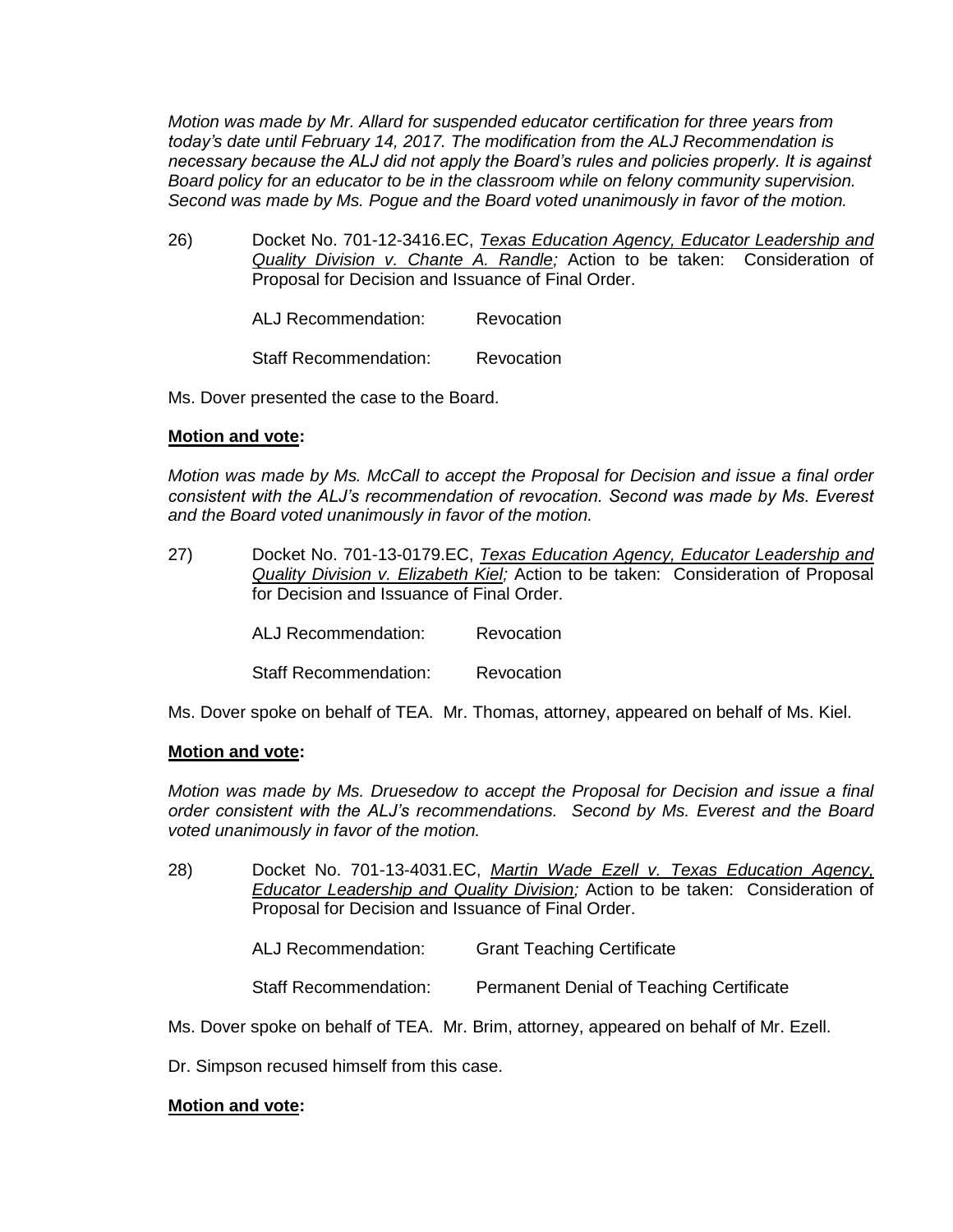*Motion was made by Mr. Allard for suspended educator certification for three years from today's date until February 14, 2017. The modification from the ALJ Recommendation is necessary because the ALJ did not apply the Board's rules and policies properly. It is against Board policy for an educator to be in the classroom while on felony community supervision. Second was made by Ms. Pogue and the Board voted unanimously in favor of the motion.*

26) Docket No. 701-12-3416.EC, *Texas Education Agency, Educator Leadership and Quality Division v. Chante A. Randle;* Action to be taken: Consideration of Proposal for Decision and Issuance of Final Order.

ALJ Recommendation: Revocation

Staff Recommendation: Revocation

Ms. Dover presented the case to the Board.

**Motion and vote:**

*Motion was made by Ms. McCall to accept the Proposal for Decision and issue a final order consistent with the ALJ's recommendation of revocation. Second was made by Ms. Everest and the Board voted unanimously in favor of the motion.*

27) Docket No. 701-13-0179.EC, *Texas Education Agency, Educator Leadership and Quality Division v. Elizabeth Kiel;* Action to be taken: Consideration of Proposal for Decision and Issuance of Final Order.

ALJ Recommendation: Revocation

Staff Recommendation: Revocation

Ms. Dover spoke on behalf of TEA. Mr. Thomas, attorney, appeared on behalf of Ms. Kiel.

**Motion and vote:**

*Motion was made by Ms. Druesedow to accept the Proposal for Decision and issue a final order consistent with the ALJ's recommendations. Second by Ms. Everest and the Board voted unanimously in favor of the motion.*

28) Docket No. 701-13-4031.EC, *Martin Wade Ezell v. Texas Education Agency, Educator Leadership and Quality Division;* Action to be taken: Consideration of Proposal for Decision and Issuance of Final Order.

ALJ Recommendation: Grant Teaching Certificate

Staff Recommendation: Permanent Denial of Teaching Certificate

Ms. Dover spoke on behalf of TEA. Mr. Brim, attorney, appeared on behalf of Mr. Ezell.

Dr. Simpson recused himself from this case.

**Motion and vote:**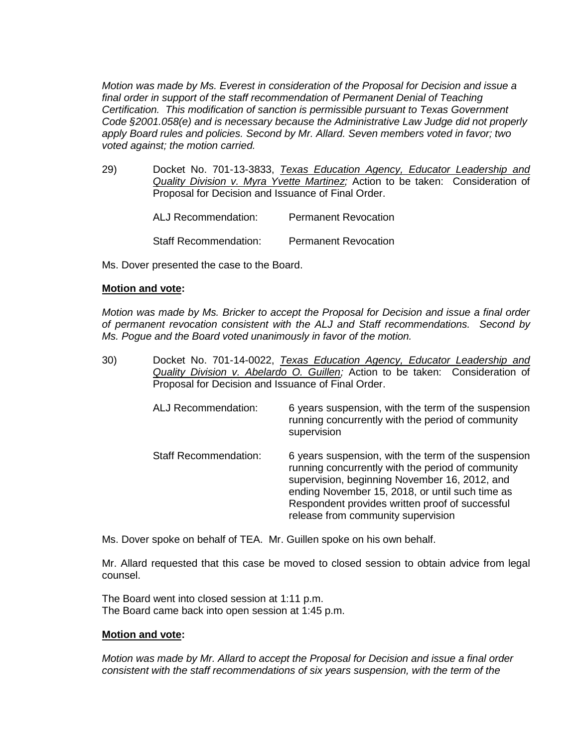*Motion was made by Ms. Everest in consideration of the Proposal for Decision and issue a final order in support of the staff recommendation of Permanent Denial of Teaching Certification. This modification of sanction is permissible pursuant to Texas Government Code §2001.058(e) and is necessary because the Administrative Law Judge did not properly apply Board rules and policies. Second by Mr. Allard. Seven members voted in favor; two voted against; the motion carried.*

29) Docket No. 701-13-3833, *Texas Education Agency, Educator Leadership and Quality Division v. Myra Yvette Martinez;* Action to be taken: Consideration of Proposal for Decision and Issuance of Final Order.

| | |
|---|---|
| ALJ Recommendation: | Permanent Revocation |
| Staff Recommendation: | Permanent Revocation |

Ms. Dover presented the case to the Board.

**Motion and vote:**

*Motion was made by Ms. Bricker to accept the Proposal for Decision and issue a final order of permanent revocation consistent with the ALJ and Staff recommendations. Second by Ms. Pogue and the Board voted unanimously in favor of the motion.*

30) Docket No. 701-14-0022, *Texas Education Agency, Educator Leadership and Quality Division v. Abelardo O. Guillen;* Action to be taken: Consideration of Proposal for Decision and Issuance of Final Order.

| | |
|---|---|
| ALJ Recommendation: | 6 years suspension, with the term of the suspension running concurrently with the period of community supervision |
| Staff Recommendation: | 6 years suspension, with the term of the suspension running concurrently with the period of community supervision, beginning November 16, 2012, and ending November 15, 2018, or until such time as Respondent provides written proof of successful release from community supervision |

Ms. Dover spoke on behalf of TEA. Mr. Guillen spoke on his own behalf.

Mr. Allard requested that this case be moved to closed session to obtain advice from legal counsel.

The Board went into closed session at 1:11 p.m.
The Board came back into open session at 1:45 p.m.

**Motion and vote:**

*Motion was made by Mr. Allard to accept the Proposal for Decision and issue a final order consistent with the staff recommendations of six years suspension, with the term of the*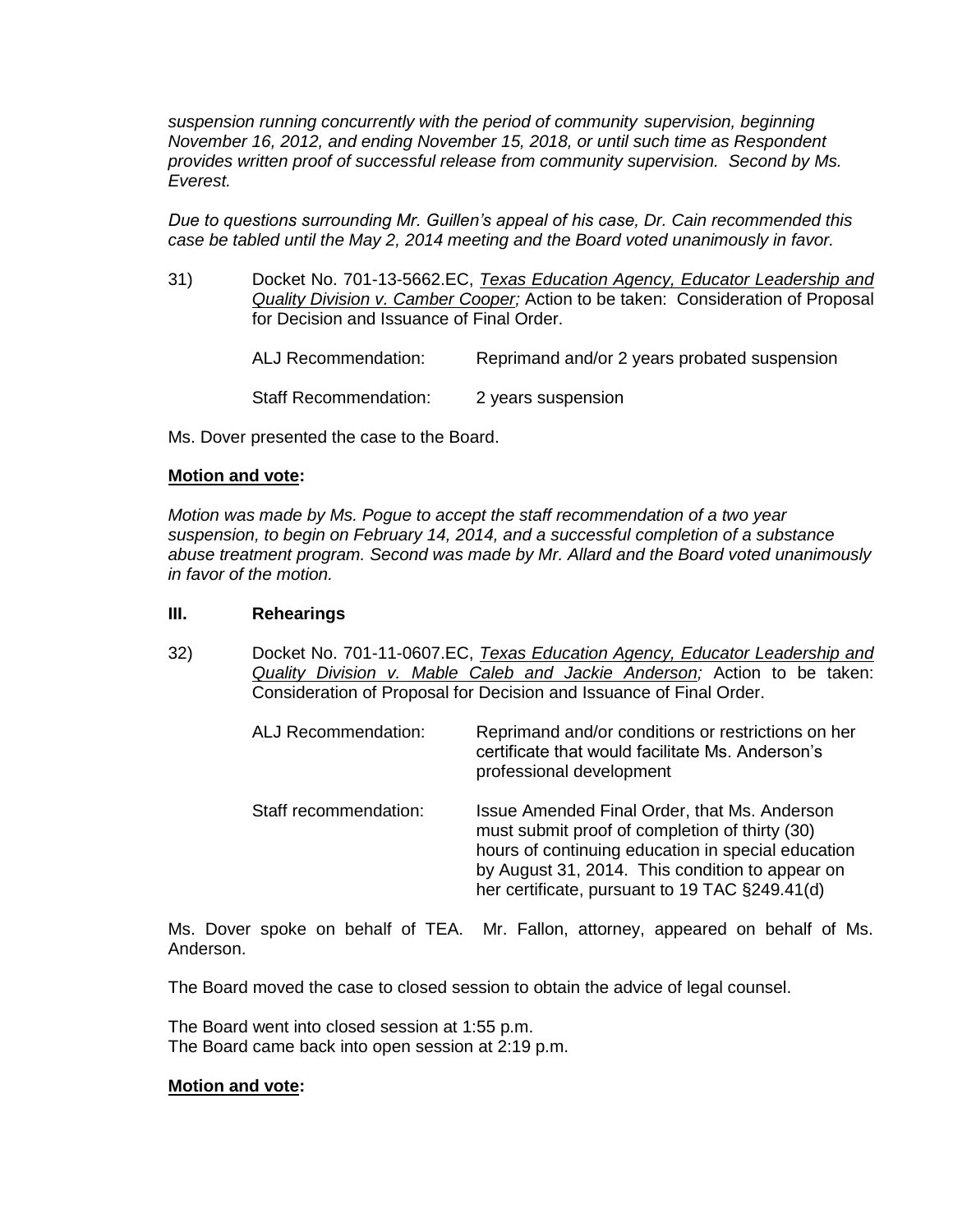*suspension running concurrently with the period of community supervision, beginning November 16, 2012, and ending November 15, 2018, or until such time as Respondent provides written proof of successful release from community supervision. Second by Ms. Everest.*

*Due to questions surrounding Mr. Guillen's appeal of his case, Dr. Cain recommended this case be tabled until the May 2, 2014 meeting and the Board voted unanimously in favor.*

31) Docket No. 701-13-5662.EC, *Texas Education Agency, Educator Leadership and Quality Division v. Camber Cooper;* Action to be taken: Consideration of Proposal for Decision and Issuance of Final Order.

| | |
|---|---|
| ALJ Recommendation: | Reprimand and/or 2 years probated suspension |
| Staff Recommendation: | 2 years suspension |

Ms. Dover presented the case to the Board.

**Motion and vote:**

*Motion was made by Ms. Pogue to accept the staff recommendation of a two year suspension, to begin on February 14, 2014, and a successful completion of a substance abuse treatment program. Second was made by Mr. Allard and the Board voted unanimously in favor of the motion.*

## III. Rehearings

32) Docket No. 701-11-0607.EC, *Texas Education Agency, Educator Leadership and Quality Division v. Mable Caleb and Jackie Anderson;* Action to be taken: Consideration of Proposal for Decision and Issuance of Final Order.

| | |
|---|---|
| ALJ Recommendation: | Reprimand and/or conditions or restrictions on her certificate that would facilitate Ms. Anderson's professional development |
| Staff recommendation: | Issue Amended Final Order, that Ms. Anderson must submit proof of completion of thirty (30) hours of continuing education in special education by August 31, 2014. This condition to appear on her certificate, pursuant to 19 TAC §249.41(d) |

Ms. Dover spoke on behalf of TEA. Mr. Fallon, attorney, appeared on behalf of Ms. Anderson.

The Board moved the case to closed session to obtain the advice of legal counsel.

The Board went into closed session at 1:55 p.m.
The Board came back into open session at 2:19 p.m.

**Motion and vote:**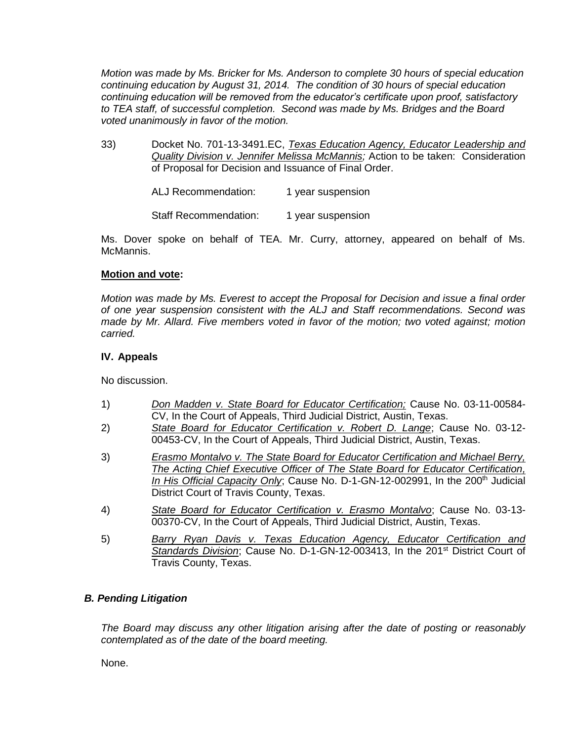*Motion was made by Ms. Bricker for Ms. Anderson to complete 30 hours of special education continuing education by August 31, 2014. The condition of 30 hours of special education continuing education will be removed from the educator's certificate upon proof, satisfactory to TEA staff, of successful completion. Second was made by Ms. Bridges and the Board voted unanimously in favor of the motion.*

33) Docket No. 701-13-3491.EC, *Texas Education Agency, Educator Leadership and Quality Division v. Jennifer Melissa McMannis;* Action to be taken: Consideration of Proposal for Decision and Issuance of Final Order.

ALJ Recommendation: 1 year suspension

Staff Recommendation: 1 year suspension

Ms. Dover spoke on behalf of TEA. Mr. Curry, attorney, appeared on behalf of Ms. McMannis.

**Motion and vote:**

*Motion was made by Ms. Everest to accept the Proposal for Decision and issue a final order of one year suspension consistent with the ALJ and Staff recommendations. Second was made by Mr. Allard. Five members voted in favor of the motion; two voted against; motion carried.*

### IV. Appeals

No discussion.

1) *Don Madden v. State Board for Educator Certification;* Cause No. 03-11-00584-CV, In the Court of Appeals, Third Judicial District, Austin, Texas.

2) *State Board for Educator Certification v. Robert D. Lange*; Cause No. 03-12-00453-CV, In the Court of Appeals, Third Judicial District, Austin, Texas.

3) *Erasmo Montalvo v. The State Board for Educator Certification and Michael Berry, The Acting Chief Executive Officer of The State Board for Educator Certification, In His Official Capacity Only*; Cause No. D-1-GN-12-002991, In the 200th Judicial District Court of Travis County, Texas.

4) *State Board for Educator Certification v. Erasmo Montalvo*; Cause No. 03-13-00370-CV, In the Court of Appeals, Third Judicial District, Austin, Texas.

5) *Barry Ryan Davis v. Texas Education Agency, Educator Certification and Standards Division*; Cause No. D-1-GN-12-003413, In the 201st District Court of Travis County, Texas.

### *B. Pending Litigation*

*The Board may discuss any other litigation arising after the date of posting or reasonably contemplated as of the date of the board meeting.*

None.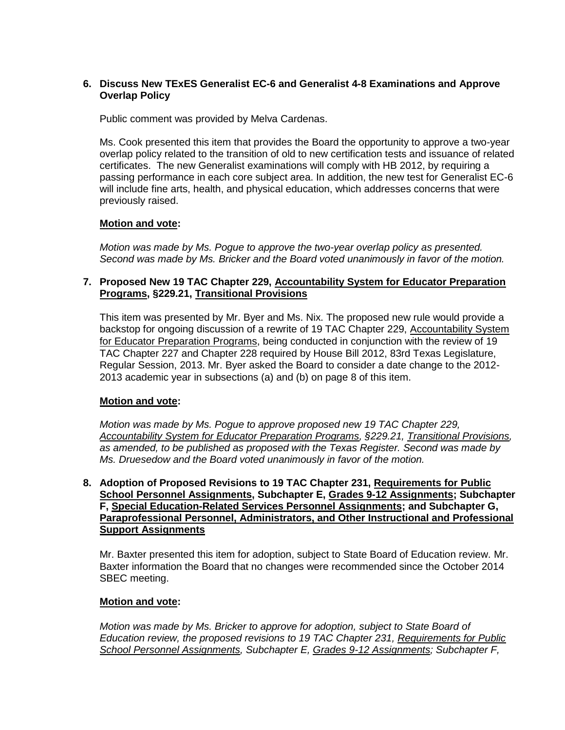**6. Discuss New TExES Generalist EC-6 and Generalist 4-8 Examinations and Approve Overlap Policy**

Public comment was provided by Melva Cardenas.

Ms. Cook presented this item that provides the Board the opportunity to approve a two-year overlap policy related to the transition of old to new certification tests and issuance of related certificates. The new Generalist examinations will comply with HB 2012, by requiring a passing performance in each core subject area. In addition, the new test for Generalist EC-6 will include fine arts, health, and physical education, which addresses concerns that were previously raised.

**Motion and vote:**

*Motion was made by Ms. Pogue to approve the two-year overlap policy as presented. Second was made by Ms. Bricker and the Board voted unanimously in favor of the motion.*

**7. Proposed New 19 TAC Chapter 229, Accountability System for Educator Preparation Programs, §229.21, Transitional Provisions**

This item was presented by Mr. Byer and Ms. Nix. The proposed new rule would provide a backstop for ongoing discussion of a rewrite of 19 TAC Chapter 229, Accountability System for Educator Preparation Programs, being conducted in conjunction with the review of 19 TAC Chapter 227 and Chapter 228 required by House Bill 2012, 83rd Texas Legislature, Regular Session, 2013. Mr. Byer asked the Board to consider a date change to the 2012-2013 academic year in subsections (a) and (b) on page 8 of this item.

**Motion and vote:**

*Motion was made by Ms. Pogue to approve proposed new 19 TAC Chapter 229, Accountability System for Educator Preparation Programs, §229.21, Transitional Provisions, as amended, to be published as proposed with the Texas Register. Second was made by Ms. Druesedow and the Board voted unanimously in favor of the motion.*

**8. Adoption of Proposed Revisions to 19 TAC Chapter 231, Requirements for Public School Personnel Assignments, Subchapter E, Grades 9-12 Assignments; Subchapter F, Special Education-Related Services Personnel Assignments; and Subchapter G, Paraprofessional Personnel, Administrators, and Other Instructional and Professional Support Assignments**

Mr. Baxter presented this item for adoption, subject to State Board of Education review. Mr. Baxter information the Board that no changes were recommended since the October 2014 SBEC meeting.

**Motion and vote:**

*Motion was made by Ms. Bricker to approve for adoption, subject to State Board of Education review, the proposed revisions to 19 TAC Chapter 231, Requirements for Public School Personnel Assignments, Subchapter E, Grades 9-12 Assignments; Subchapter F,*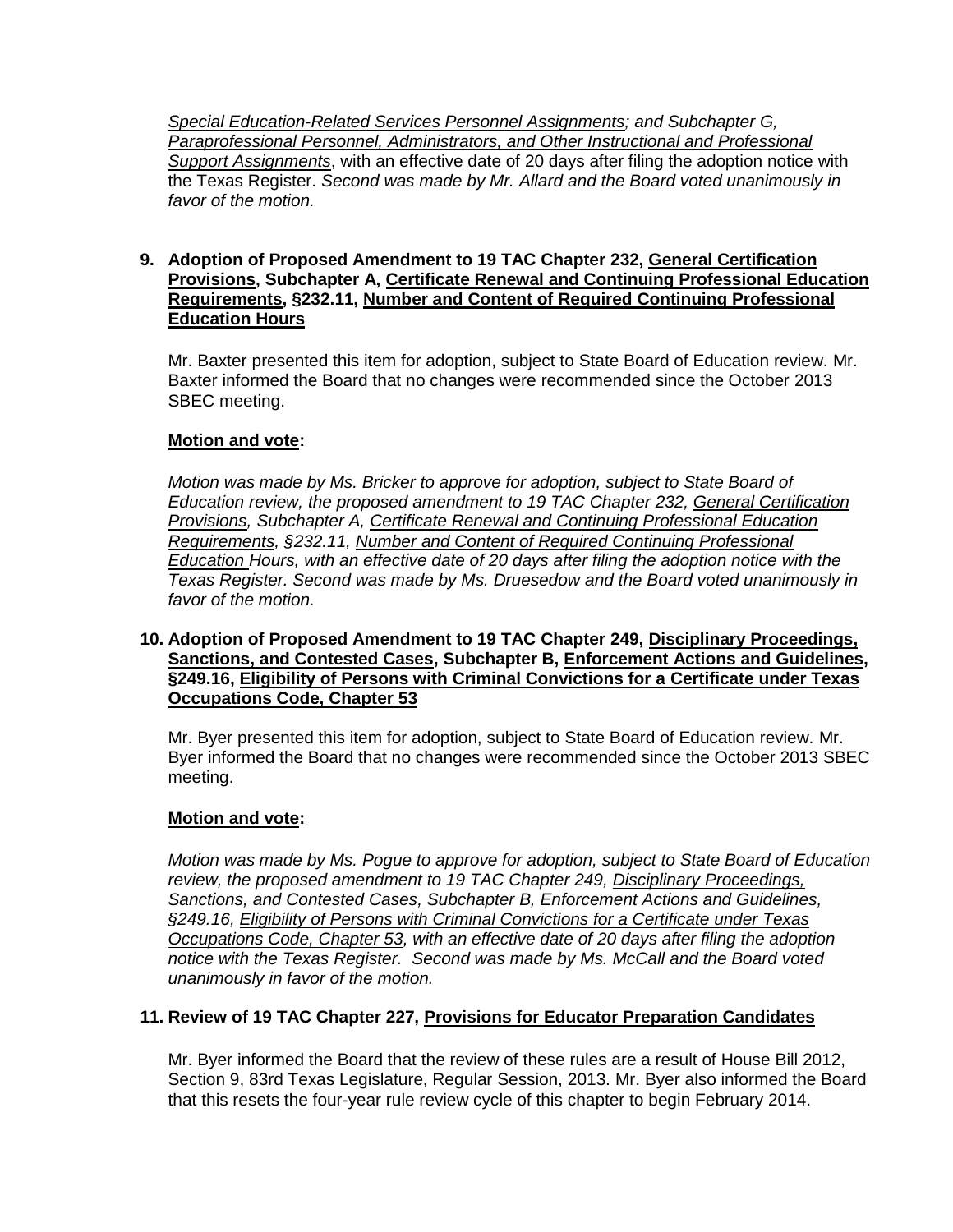*<u>Special Education-Related Services Personnel Assignments</u>; and Subchapter G, <u>Paraprofessional Personnel, Administrators, and Other Instructional and Professional Support Assignments</u>*, with an effective date of 20 days after filing the adoption notice with the Texas Register. *Second was made by Mr. Allard and the Board voted unanimously in favor of the motion.*

**9. Adoption of Proposed Amendment to 19 TAC Chapter 232, <u>General Certification Provisions</u>, Subchapter A, <u>Certificate Renewal and Continuing Professional Education Requirements</u>, §232.11, <u>Number and Content of Required Continuing Professional Education Hours</u>**

Mr. Baxter presented this item for adoption, subject to State Board of Education review. Mr. Baxter informed the Board that no changes were recommended since the October 2013 SBEC meeting.

**<u>Motion and vote</u>:**

*Motion was made by Ms. Bricker to approve for adoption, subject to State Board of Education review, the proposed amendment to 19 TAC Chapter 232, <u>General Certification Provisions</u>, Subchapter A, <u>Certificate Renewal and Continuing Professional Education Requirements</u>, §232.11, <u>Number and Content of Required Continuing Professional Education</u> Hours, with an effective date of 20 days after filing the adoption notice with the Texas Register. Second was made by Ms. Druesedow and the Board voted unanimously in favor of the motion.*

**10. Adoption of Proposed Amendment to 19 TAC Chapter 249, <u>Disciplinary Proceedings, Sanctions, and Contested Cases</u>, Subchapter B, <u>Enforcement Actions and Guidelines</u>, §249.16, <u>Eligibility of Persons with Criminal Convictions for a Certificate under Texas Occupations Code, Chapter 53</u>**

Mr. Byer presented this item for adoption, subject to State Board of Education review. Mr. Byer informed the Board that no changes were recommended since the October 2013 SBEC meeting.

**<u>Motion and vote</u>:**

*Motion was made by Ms. Pogue to approve for adoption, subject to State Board of Education review, the proposed amendment to 19 TAC Chapter 249, <u>Disciplinary Proceedings, Sanctions, and Contested Cases</u>, Subchapter B, <u>Enforcement Actions and Guidelines</u>, §249.16, <u>Eligibility of Persons with Criminal Convictions for a Certificate under Texas Occupations Code, Chapter 53</u>, with an effective date of 20 days after filing the adoption notice with the Texas Register. Second was made by Ms. McCall and the Board voted unanimously in favor of the motion.*

**11. Review of 19 TAC Chapter 227, <u>Provisions for Educator Preparation Candidates</u>**

Mr. Byer informed the Board that the review of these rules are a result of House Bill 2012, Section 9, 83rd Texas Legislature, Regular Session, 2013. Mr. Byer also informed the Board that this resets the four-year rule review cycle of this chapter to begin February 2014.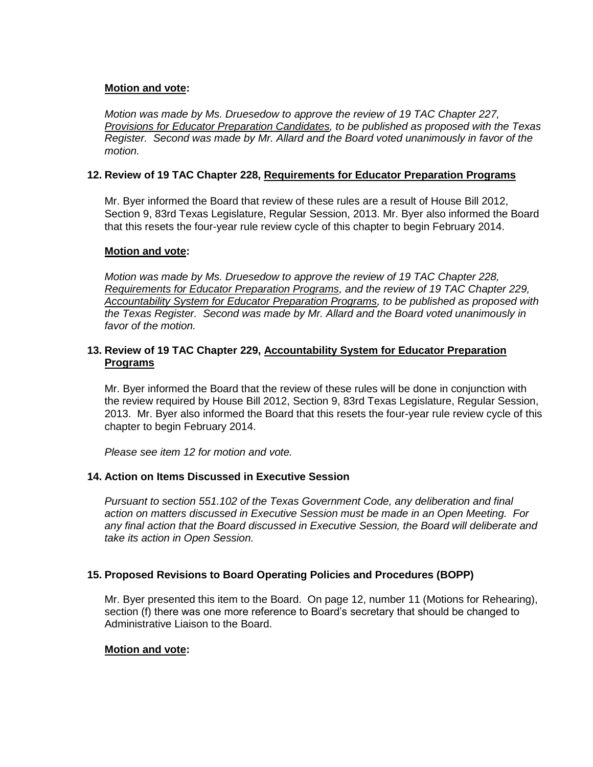**Motion and vote:**

*Motion was made by Ms. Druesedow to approve the review of 19 TAC Chapter 227, Provisions for Educator Preparation Candidates, to be published as proposed with the Texas Register. Second was made by Mr. Allard and the Board voted unanimously in favor of the motion.*

### 12. Review of 19 TAC Chapter 228, Requirements for Educator Preparation Programs

Mr. Byer informed the Board that review of these rules are a result of House Bill 2012, Section 9, 83rd Texas Legislature, Regular Session, 2013. Mr. Byer also informed the Board that this resets the four-year rule review cycle of this chapter to begin February 2014.

**Motion and vote:**

*Motion was made by Ms. Druesedow to approve the review of 19 TAC Chapter 228, Requirements for Educator Preparation Programs, and the review of 19 TAC Chapter 229, Accountability System for Educator Preparation Programs, to be published as proposed with the Texas Register. Second was made by Mr. Allard and the Board voted unanimously in favor of the motion.*

### 13. Review of 19 TAC Chapter 229, Accountability System for Educator Preparation Programs

Mr. Byer informed the Board that the review of these rules will be done in conjunction with the review required by House Bill 2012, Section 9, 83rd Texas Legislature, Regular Session, 2013. Mr. Byer also informed the Board that this resets the four-year rule review cycle of this chapter to begin February 2014.

*Please see item 12 for motion and vote.*

### 14. Action on Items Discussed in Executive Session

*Pursuant to section 551.102 of the Texas Government Code, any deliberation and final action on matters discussed in Executive Session must be made in an Open Meeting. For any final action that the Board discussed in Executive Session, the Board will deliberate and take its action in Open Session.*

### 15. Proposed Revisions to Board Operating Policies and Procedures (BOPP)

Mr. Byer presented this item to the Board. On page 12, number 11 (Motions for Rehearing), section (f) there was one more reference to Board's secretary that should be changed to Administrative Liaison to the Board.

**Motion and vote:**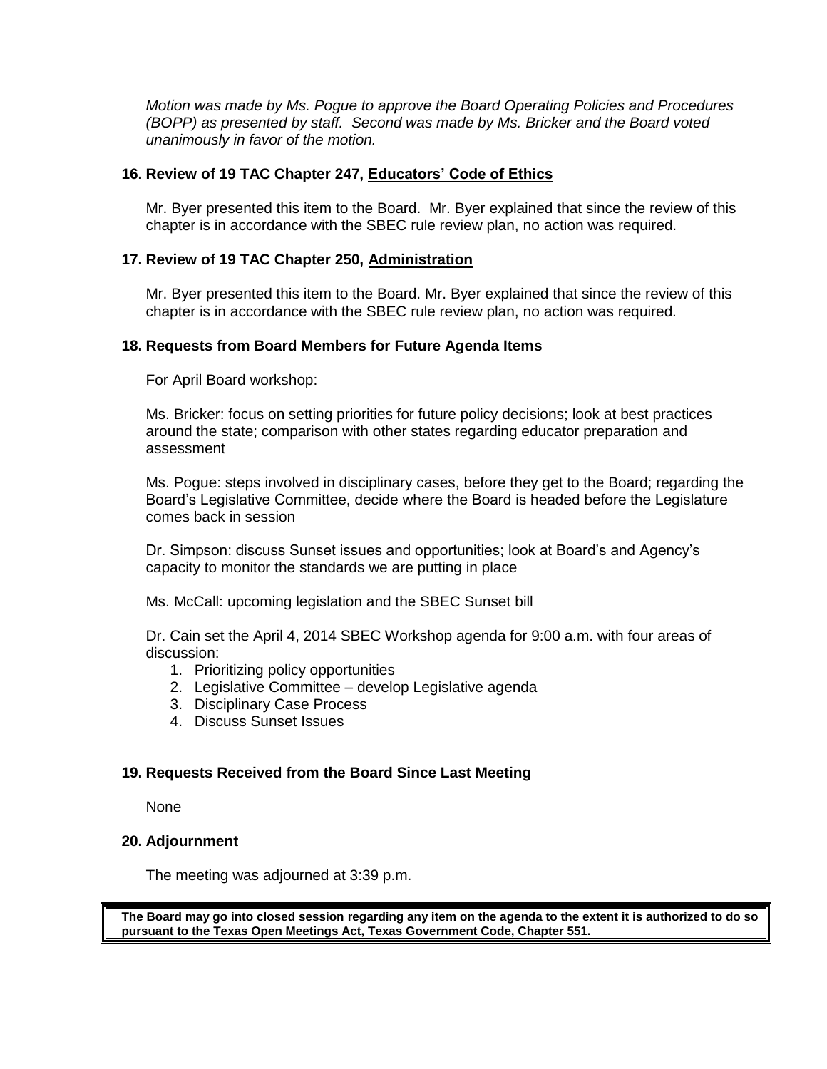*Motion was made by Ms. Pogue to approve the Board Operating Policies and Procedures (BOPP) as presented by staff. Second was made by Ms. Bricker and the Board voted unanimously in favor of the motion.*

**16. Review of 19 TAC Chapter 247, Educators' Code of Ethics**

Mr. Byer presented this item to the Board. Mr. Byer explained that since the review of this chapter is in accordance with the SBEC rule review plan, no action was required.

**17. Review of 19 TAC Chapter 250, Administration**

Mr. Byer presented this item to the Board. Mr. Byer explained that since the review of this chapter is in accordance with the SBEC rule review plan, no action was required.

**18. Requests from Board Members for Future Agenda Items**

For April Board workshop:

Ms. Bricker: focus on setting priorities for future policy decisions; look at best practices around the state; comparison with other states regarding educator preparation and assessment

Ms. Pogue: steps involved in disciplinary cases, before they get to the Board; regarding the Board's Legislative Committee, decide where the Board is headed before the Legislature comes back in session

Dr. Simpson: discuss Sunset issues and opportunities; look at Board's and Agency's capacity to monitor the standards we are putting in place

Ms. McCall: upcoming legislation and the SBEC Sunset bill

Dr. Cain set the April 4, 2014 SBEC Workshop agenda for 9:00 a.m. with four areas of discussion:

1. Prioritizing policy opportunities
2. Legislative Committee – develop Legislative agenda
3. Disciplinary Case Process
4. Discuss Sunset Issues

**19. Requests Received from the Board Since Last Meeting**

None

**20. Adjournment**

The meeting was adjourned at 3:39 p.m.

**The Board may go into closed session regarding any item on the agenda to the extent it is authorized to do so pursuant to the Texas Open Meetings Act, Texas Government Code, Chapter 551.**